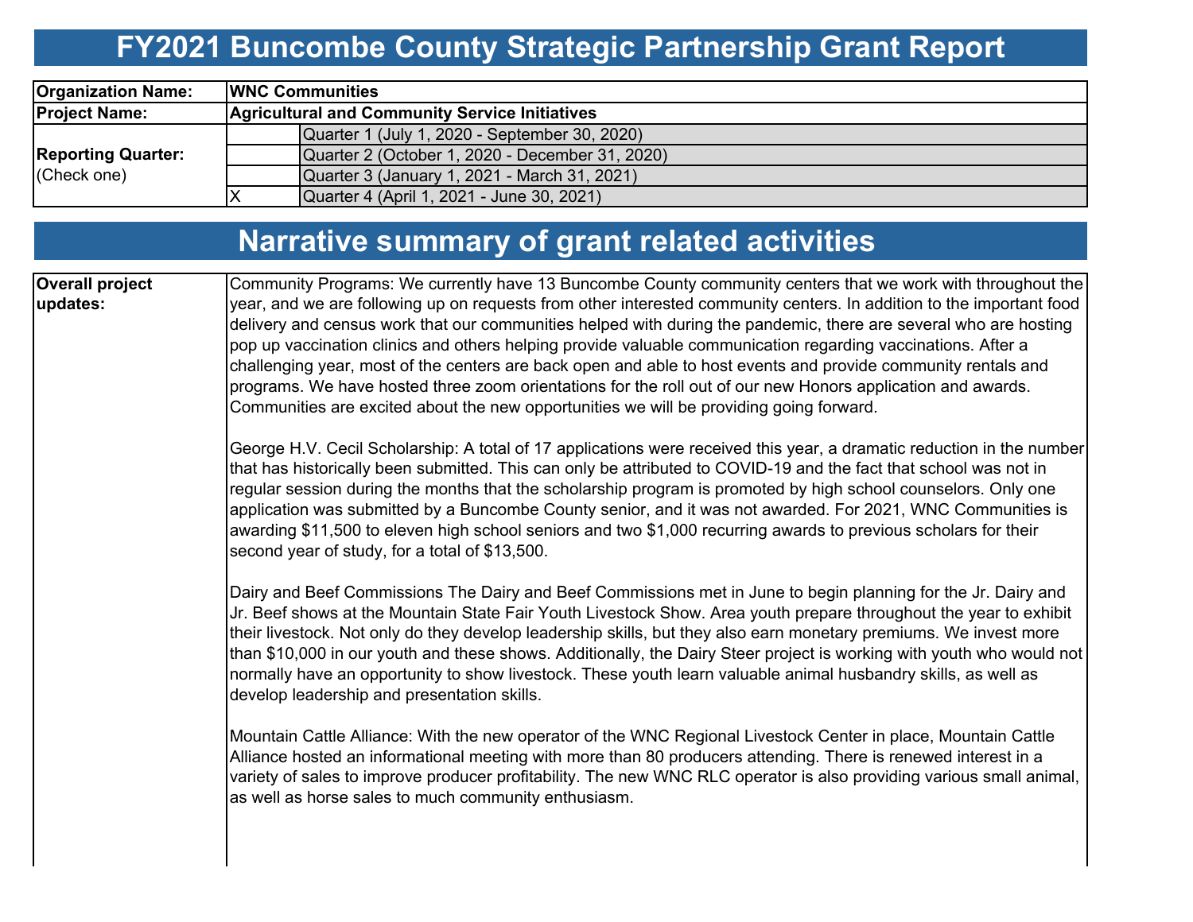# FY2021 Buncombe County Strategic Partnership Grant Report

| | | |
|---|---|---|
| **Organization Name:** | **WNC Communities** | |
| **Project Name:** | **Agricultural and Community Service Initiatives** | |
| **Reporting Quarter:** (Check one) | | Quarter 1 (July 1, 2020 - September 30, 2020) |
| | | Quarter 2 (October 1, 2020 - December 31, 2020) |
| | | Quarter 3 (January 1, 2021 - March 31, 2021) |
| | X | Quarter 4 (April 1, 2021 - June 30, 2021) |

## Narrative summary of grant related activities

**Overall project updates:**

Community Programs: We currently have 13 Buncombe County community centers that we work with throughout the year, and we are following up on requests from other interested community centers. In addition to the important food delivery and census work that our communities helped with during the pandemic, there are several who are hosting pop up vaccination clinics and others helping provide valuable communication regarding vaccinations. After a challenging year, most of the centers are back open and able to host events and provide community rentals and programs. We have hosted three zoom orientations for the roll out of our new Honors application and awards. Communities are excited about the new opportunities we will be providing going forward.

George H.V. Cecil Scholarship: A total of 17 applications were received this year, a dramatic reduction in the number that has historically been submitted. This can only be attributed to COVID-19 and the fact that school was not in regular session during the months that the scholarship program is promoted by high school counselors. Only one application was submitted by a Buncombe County senior, and it was not awarded. For 2021, WNC Communities is awarding $11,500 to eleven high school seniors and two $1,000 recurring awards to previous scholars for their second year of study, for a total of $13,500.

Dairy and Beef Commissions The Dairy and Beef Commissions met in June to begin planning for the Jr. Dairy and Jr. Beef shows at the Mountain State Fair Youth Livestock Show. Area youth prepare throughout the year to exhibit their livestock. Not only do they develop leadership skills, but they also earn monetary premiums. We invest more than $10,000 in our youth and these shows. Additionally, the Dairy Steer project is working with youth who would not normally have an opportunity to show livestock. These youth learn valuable animal husbandry skills, as well as develop leadership and presentation skills.

Mountain Cattle Alliance: With the new operator of the WNC Regional Livestock Center in place, Mountain Cattle Alliance hosted an informational meeting with more than 80 producers attending. There is renewed interest in a variety of sales to improve producer profitability. The new WNC RLC operator is also providing various small animal, as well as horse sales to much community enthusiasm.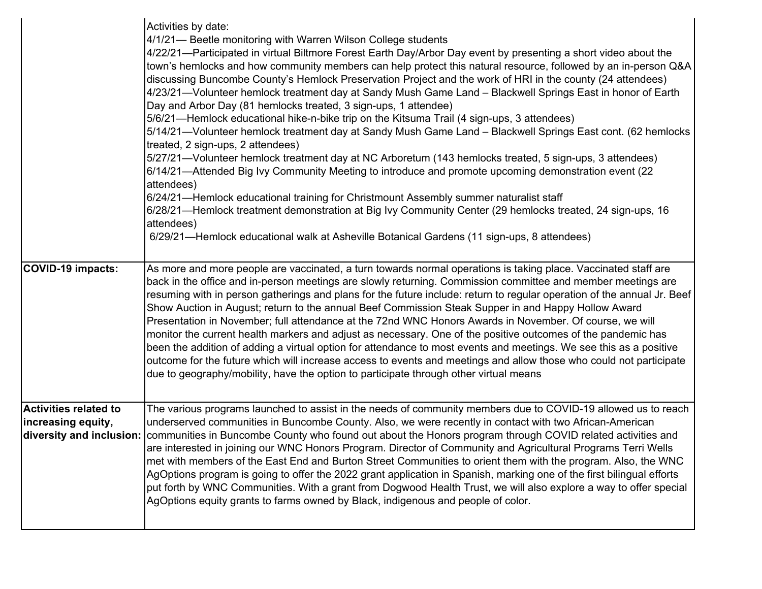| | |
|---|---|
| | Activities by date:<br>4/1/21— Beetle monitoring with Warren Wilson College students<br>4/22/21—Participated in virtual Biltmore Forest Earth Day/Arbor Day event by presenting a short video about the town's hemlocks and how community members can help protect this natural resource, followed by an in-person Q&A discussing Buncombe County's Hemlock Preservation Project and the work of HRI in the county (24 attendees)<br>4/23/21—Volunteer hemlock treatment day at Sandy Mush Game Land – Blackwell Springs East in honor of Earth Day and Arbor Day (81 hemlocks treated, 3 sign-ups, 1 attendee)<br>5/6/21—Hemlock educational hike-n-bike trip on the Kitsuma Trail (4 sign-ups, 3 attendees)<br>5/14/21—Volunteer hemlock treatment day at Sandy Mush Game Land – Blackwell Springs East cont. (62 hemlocks treated, 2 sign-ups, 2 attendees)<br>5/27/21—Volunteer hemlock treatment day at NC Arboretum (143 hemlocks treated, 5 sign-ups, 3 attendees)<br>6/14/21—Attended Big Ivy Community Meeting to introduce and promote upcoming demonstration event (22 attendees)<br>6/24/21—Hemlock educational training for Christmount Assembly summer naturalist staff<br>6/28/21—Hemlock treatment demonstration at Big Ivy Community Center (29 hemlocks treated, 24 sign-ups, 16 attendees)<br>6/29/21—Hemlock educational walk at Asheville Botanical Gardens (11 sign-ups, 8 attendees) |
| **COVID-19 impacts:** | As more and more people are vaccinated, a turn towards normal operations is taking place. Vaccinated staff are back in the office and in-person meetings are slowly returning. Commission committee and member meetings are resuming with in person gatherings and plans for the future include: return to regular operation of the annual Jr. Beef Show Auction in August; return to the annual Beef Commission Steak Supper in and Happy Hollow Award Presentation in November; full attendance at the 72nd WNC Honors Awards in November. Of course, we will monitor the current health markers and adjust as necessary. One of the positive outcomes of the pandemic has been the addition of adding a virtual option for attendance to most events and meetings. We see this as a positive outcome for the future which will increase access to events and meetings and allow those who could not participate due to geography/mobility, have the option to participate through other virtual means |
| **Activities related to increasing equity, diversity and inclusion:** | The various programs launched to assist in the needs of community members due to COVID-19 allowed us to reach underserved communities in Buncombe County. Also, we were recently in contact with two African-American communities in Buncombe County who found out about the Honors program through COVID related activities and are interested in joining our WNC Honors Program. Director of Community and Agricultural Programs Terri Wells met with members of the East End and Burton Street Communities to orient them with the program. Also, the WNC AgOptions program is going to offer the 2022 grant application in Spanish, marking one of the first bilingual efforts put forth by WNC Communities. With a grant from Dogwood Health Trust, we will also explore a way to offer special AgOptions equity grants to farms owned by Black, indigenous and people of color. |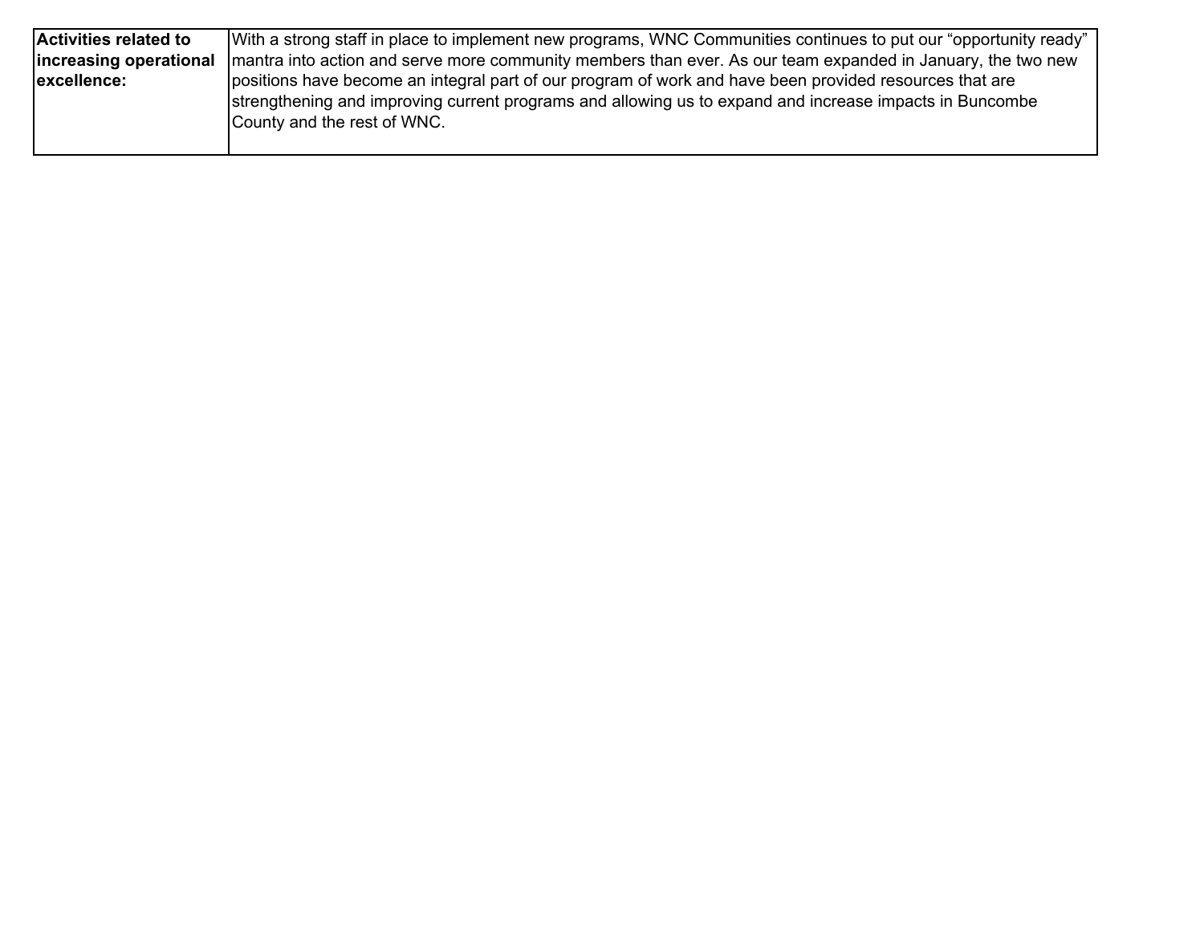| **Activities related to increasing operational excellence:** | With a strong staff in place to implement new programs, WNC Communities continues to put our “opportunity ready” mantra into action and serve more community members than ever. As our team expanded in January, the two new positions have become an integral part of our program of work and have been provided resources that are strengthening and improving current programs and allowing us to expand and increase impacts in Buncombe County and the rest of WNC. |
|---|---|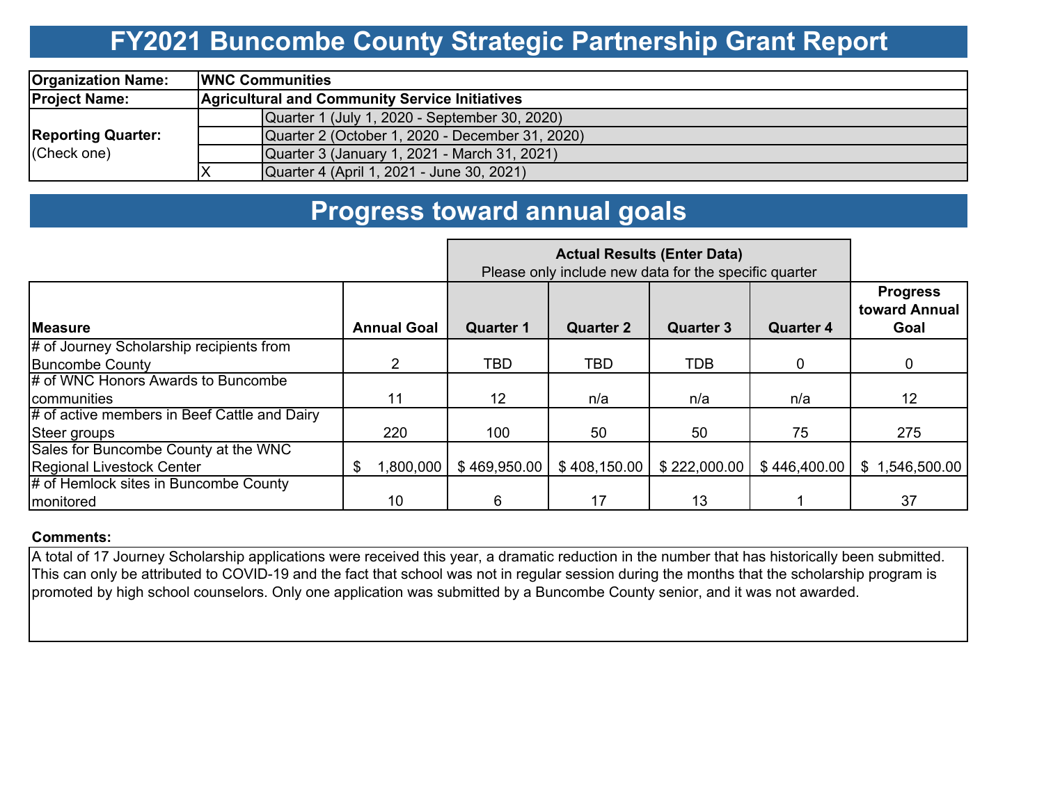# FY2021 Buncombe County Strategic Partnership Grant Report

| | | |
|---|---|---|
| **Organization Name:** | **WNC Communities** | |
| **Project Name:** | **Agricultural and Community Service Initiatives** | |
| **Reporting Quarter:** (Check one) | | Quarter 1 (July 1, 2020 - September 30, 2020) |
| | | Quarter 2 (October 1, 2020 - December 31, 2020) |
| | | Quarter 3 (January 1, 2021 - March 31, 2021) |
| | X | Quarter 4 (April 1, 2021 - June 30, 2021) |

# Progress toward annual goals

| | | **Actual Results (Enter Data)** Please only include new data for the specific quarter | | | | |
|---|---|---|---|---|---|---|
| **Measure** | **Annual Goal** | **Quarter 1** | **Quarter 2** | **Quarter 3** | **Quarter 4** | **Progress toward Annual Goal** |
| # of Journey Scholarship recipients from Buncombe County | 2 | TBD | TBD | TDB | 0 | 0 |
| # of WNC Honors Awards to Buncombe communities | 11 | 12 | n/a | n/a | n/a | 12 |
| # of active members in Beef Cattle and Dairy Steer groups | 220 | 100 | 50 | 50 | 75 | 275 |
| Sales for Buncombe County at the WNC Regional Livestock Center | $ 1,800,000 | $ 469,950.00 | $ 408,150.00 | $ 222,000.00 | $ 446,400.00 | $ 1,546,500.00 |
| # of Hemlock sites in Buncombe County monitored | 10 | 6 | 17 | 13 | 1 | 37 |

**Comments:**

A total of 17 Journey Scholarship applications were received this year, a dramatic reduction in the number that has historically been submitted. This can only be attributed to COVID-19 and the fact that school was not in regular session during the months that the scholarship program is promoted by high school counselors. Only one application was submitted by a Buncombe County senior, and it was not awarded.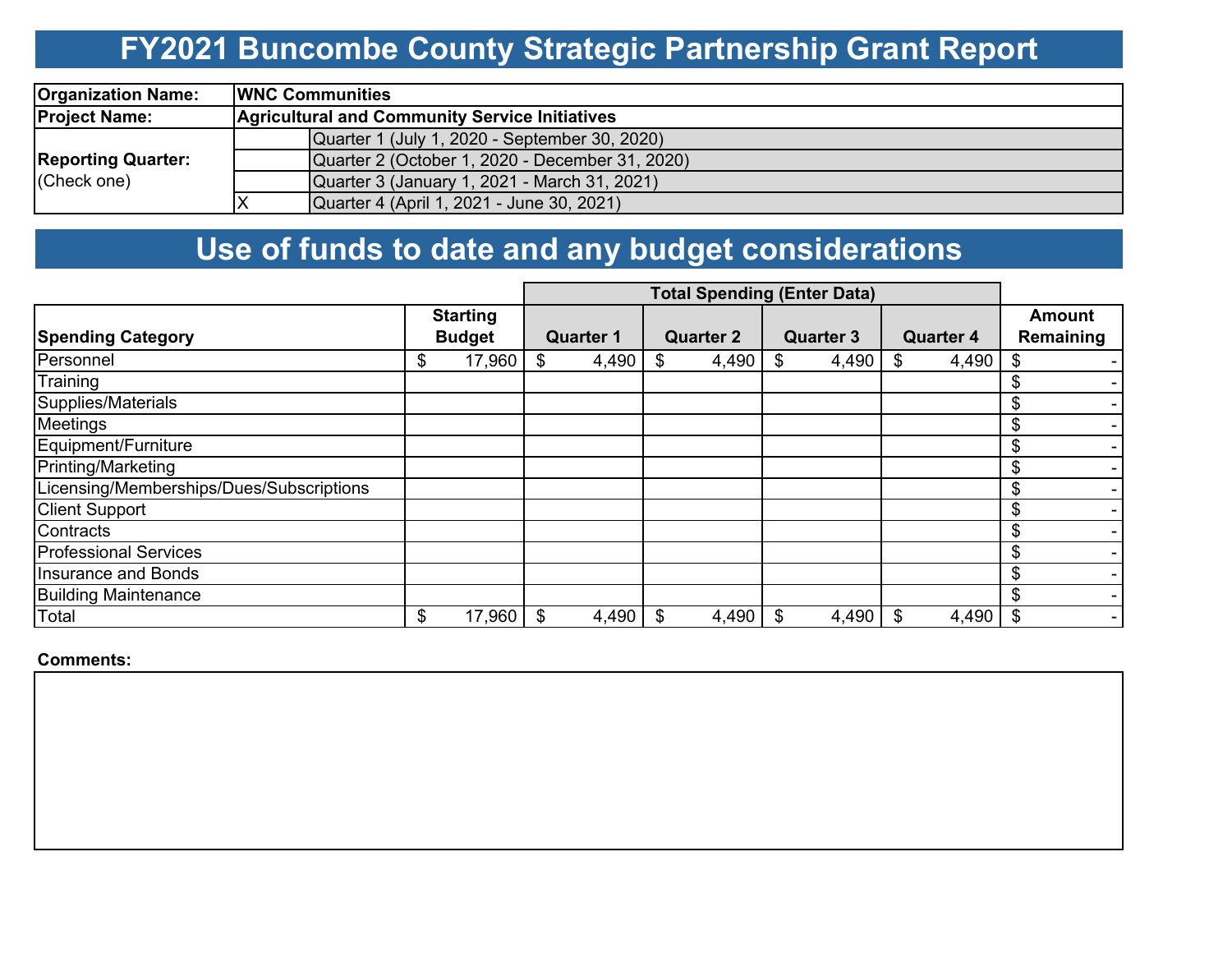# FY2021 Buncombe County Strategic Partnership Grant Report

| | | |
|---|---|---|
| **Organization Name:** | **WNC Communities** | |
| **Project Name:** | **Agricultural and Community Service Initiatives** | |
| **Reporting Quarter:** (Check one) | | Quarter 1 (July 1, 2020 - September 30, 2020) |
| | | Quarter 2 (October 1, 2020 - December 31, 2020) |
| | | Quarter 3 (January 1, 2021 - March 31, 2021) |
| | X | Quarter 4 (April 1, 2021 - June 30, 2021) |

# Use of funds to date and any budget considerations

| | | Total Spending (Enter Data) | | | | |
|---|---|---|---|---|---|---|
| **Spending Category** | **Starting Budget** | **Quarter 1** | **Quarter 2** | **Quarter 3** | **Quarter 4** | **Amount Remaining** |
| Personnel | $ 17,960 | $ 4,490 | $ 4,490 | $ 4,490 | $ 4,490 | $ - |
| Training | | | | | | $ - |
| Supplies/Materials | | | | | | $ - |
| Meetings | | | | | | $ - |
| Equipment/Furniture | | | | | | $ - |
| Printing/Marketing | | | | | | $ - |
| Licensing/Memberships/Dues/Subscriptions | | | | | | $ - |
| Client Support | | | | | | $ - |
| Contracts | | | | | | $ - |
| Professional Services | | | | | | $ - |
| Insurance and Bonds | | | | | | $ - |
| Building Maintenance | | | | | | $ - |
| Total | $ 17,960 | $ 4,490 | $ 4,490 | $ 4,490 | $ 4,490 | $ - |

**Comments:**